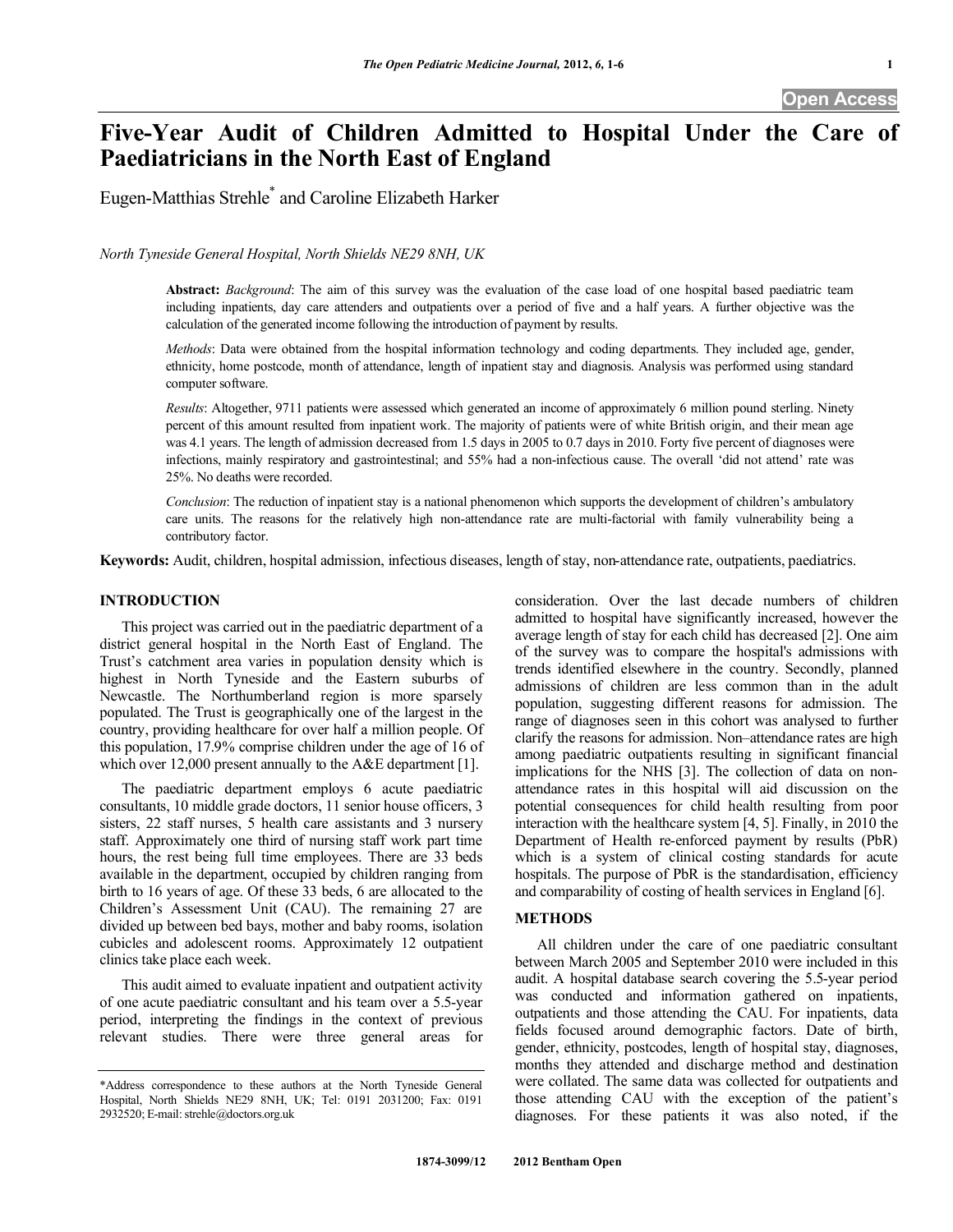# Five-Year Audit of Children Admitted to Hospital Under the Care of Paediatricians in the North East of England

Eugen-Matthias Strehle* and Caroline Elizabeth Harker

*North Tyneside General Hospital, North Shields NE29 8NH, UK*

**Abstract:** *Background*: The aim of this survey was the evaluation of the case load of one hospital based paediatric team including inpatients, day care attenders and outpatients over a period of five and a half years. A further objective was the calculation of the generated income following the introduction of payment by results.

*Methods*: Data were obtained from the hospital information technology and coding departments. They included age, gender, ethnicity, home postcode, month of attendance, length of inpatient stay and diagnosis. Analysis was performed using standard computer software.

*Results*: Altogether, 9711 patients were assessed which generated an income of approximately 6 million pound sterling. Ninety percent of this amount resulted from inpatient work. The majority of patients were of white British origin, and their mean age was 4.1 years. The length of admission decreased from 1.5 days in 2005 to 0.7 days in 2010. Forty five percent of diagnoses were infections, mainly respiratory and gastrointestinal; and 55% had a non-infectious cause. The overall 'did not attend' rate was 25%. No deaths were recorded.

*Conclusion*: The reduction of inpatient stay is a national phenomenon which supports the development of children's ambulatory care units. The reasons for the relatively high non-attendance rate are multi-factorial with family vulnerability being a contributory factor.

**Keywords:** Audit, children, hospital admission, infectious diseases, length of stay, non-attendance rate, outpatients, paediatrics.

## INTRODUCTION

This project was carried out in the paediatric department of a district general hospital in the North East of England. The Trust's catchment area varies in population density which is highest in North Tyneside and the Eastern suburbs of Newcastle. The Northumberland region is more sparsely populated. The Trust is geographically one of the largest in the country, providing healthcare for over half a million people. Of this population, 17.9% comprise children under the age of 16 of which over 12,000 present annually to the A&E department [1].

The paediatric department employs 6 acute paediatric consultants, 10 middle grade doctors, 11 senior house officers, 3 sisters, 22 staff nurses, 5 health care assistants and 3 nursery staff. Approximately one third of nursing staff work part time hours, the rest being full time employees. There are 33 beds available in the department, occupied by children ranging from birth to 16 years of age. Of these 33 beds, 6 are allocated to the Children's Assessment Unit (CAU). The remaining 27 are divided up between bed bays, mother and baby rooms, isolation cubicles and adolescent rooms. Approximately 12 outpatient clinics take place each week.

This audit aimed to evaluate inpatient and outpatient activity of one acute paediatric consultant and his team over a 5.5-year period, interpreting the findings in the context of previous relevant studies. There were three general areas for consideration. Over the last decade numbers of children admitted to hospital have significantly increased, however the average length of stay for each child has decreased [2]. One aim of the survey was to compare the hospital's admissions with trends identified elsewhere in the country. Secondly, planned admissions of children are less common than in the adult population, suggesting different reasons for admission. The range of diagnoses seen in this cohort was analysed to further clarify the reasons for admission. Non–attendance rates are high among paediatric outpatients resulting in significant financial implications for the NHS [3]. The collection of data on non-attendance rates in this hospital will aid discussion on the potential consequences for child health resulting from poor interaction with the healthcare system [4, 5]. Finally, in 2010 the Department of Health re-enforced payment by results (PbR) which is a system of clinical costing standards for acute hospitals. The purpose of PbR is the standardisation, efficiency and comparability of costing of health services in England [6].

## METHODS

All children under the care of one paediatric consultant between March 2005 and September 2010 were included in this audit. A hospital database search covering the 5.5-year period was conducted and information gathered on inpatients, outpatients and those attending the CAU. For inpatients, data fields focused around demographic factors. Date of birth, gender, ethnicity, postcodes, length of hospital stay, diagnoses, months they attended and discharge method and destination were collated. The same data was collected for outpatients and those attending CAU with the exception of the patient's diagnoses. For these patients it was also noted, if the

*Address correspondence to these authors at the North Tyneside General Hospital, North Shields NE29 8NH, UK; Tel: 0191 2031200; Fax: 0191 2932520; E-mail: strehle@doctors.org.uk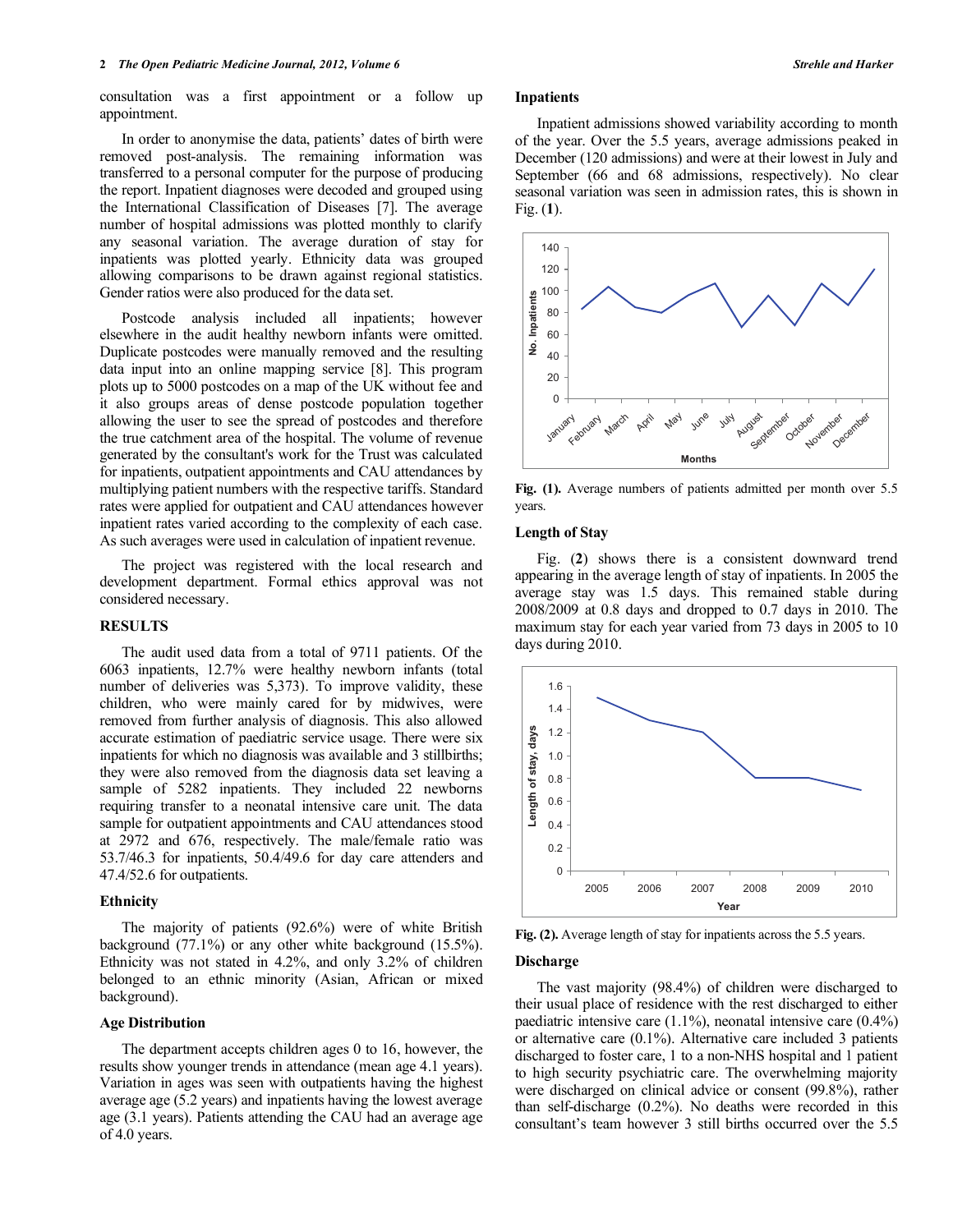consultation was a first appointment or a follow up appointment.

In order to anonymise the data, patients' dates of birth were removed post-analysis. The remaining information was transferred to a personal computer for the purpose of producing the report. Inpatient diagnoses were decoded and grouped using the International Classification of Diseases [7]. The average number of hospital admissions was plotted monthly to clarify any seasonal variation. The average duration of stay for inpatients was plotted yearly. Ethnicity data was grouped allowing comparisons to be drawn against regional statistics. Gender ratios were also produced for the data set.

Postcode analysis included all inpatients; however elsewhere in the audit healthy newborn infants were omitted. Duplicate postcodes were manually removed and the resulting data input into an online mapping service [8]. This program plots up to 5000 postcodes on a map of the UK without fee and it also groups areas of dense postcode population together allowing the user to see the spread of postcodes and therefore the true catchment area of the hospital. The volume of revenue generated by the consultant's work for the Trust was calculated for inpatients, outpatient appointments and CAU attendances by multiplying patient numbers with the respective tariffs. Standard rates were applied for outpatient and CAU attendances however inpatient rates varied according to the complexity of each case. As such averages were used in calculation of inpatient revenue.

The project was registered with the local research and development department. Formal ethics approval was not considered necessary.

## RESULTS

The audit used data from a total of 9711 patients. Of the 6063 inpatients, 12.7% were healthy newborn infants (total number of deliveries was 5,373). To improve validity, these children, who were mainly cared for by midwives, were removed from further analysis of diagnosis. This also allowed accurate estimation of paediatric service usage. There were six inpatients for which no diagnosis was available and 3 stillbirths; they were also removed from the diagnosis data set leaving a sample of 5282 inpatients. They included 22 newborns requiring transfer to a neonatal intensive care unit. The data sample for outpatient appointments and CAU attendances stood at 2972 and 676, respectively. The male/female ratio was 53.7/46.3 for inpatients, 50.4/49.6 for day care attenders and 47.4/52.6 for outpatients.

### Ethnicity

The majority of patients (92.6%) were of white British background (77.1%) or any other white background (15.5%). Ethnicity was not stated in 4.2%, and only 3.2% of children belonged to an ethnic minority (Asian, African or mixed background).

### Age Distribution

The department accepts children ages 0 to 16, however, the results show younger trends in attendance (mean age 4.1 years). Variation in ages was seen with outpatients having the highest average age (5.2 years) and inpatients having the lowest average age (3.1 years). Patients attending the CAU had an average age of 4.0 years.

### Inpatients

Inpatient admissions showed variability according to month of the year. Over the 5.5 years, average admissions peaked in December (120 admissions) and were at their lowest in July and September (66 and 68 admissions, respectively). No clear seasonal variation was seen in admission rates, this is shown in Fig. (**1**).

**Fig. (1).** Average numbers of patients admitted per month over 5.5 years.

### Length of Stay

Fig. (**2**) shows there is a consistent downward trend appearing in the average length of stay of inpatients. In 2005 the average stay was 1.5 days. This remained stable during 2008/2009 at 0.8 days and dropped to 0.7 days in 2010. The maximum stay for each year varied from 73 days in 2005 to 10 days during 2010.

**Fig. (2).** Average length of stay for inpatients across the 5.5 years.

### Discharge

The vast majority (98.4%) of children were discharged to their usual place of residence with the rest discharged to either paediatric intensive care (1.1%), neonatal intensive care (0.4%) or alternative care (0.1%). Alternative care included 3 patients discharged to foster care, 1 to a non-NHS hospital and 1 patient to high security psychiatric care. The overwhelming majority were discharged on clinical advice or consent (99.8%), rather than self-discharge (0.2%). No deaths were recorded in this consultant's team however 3 still births occurred over the 5.5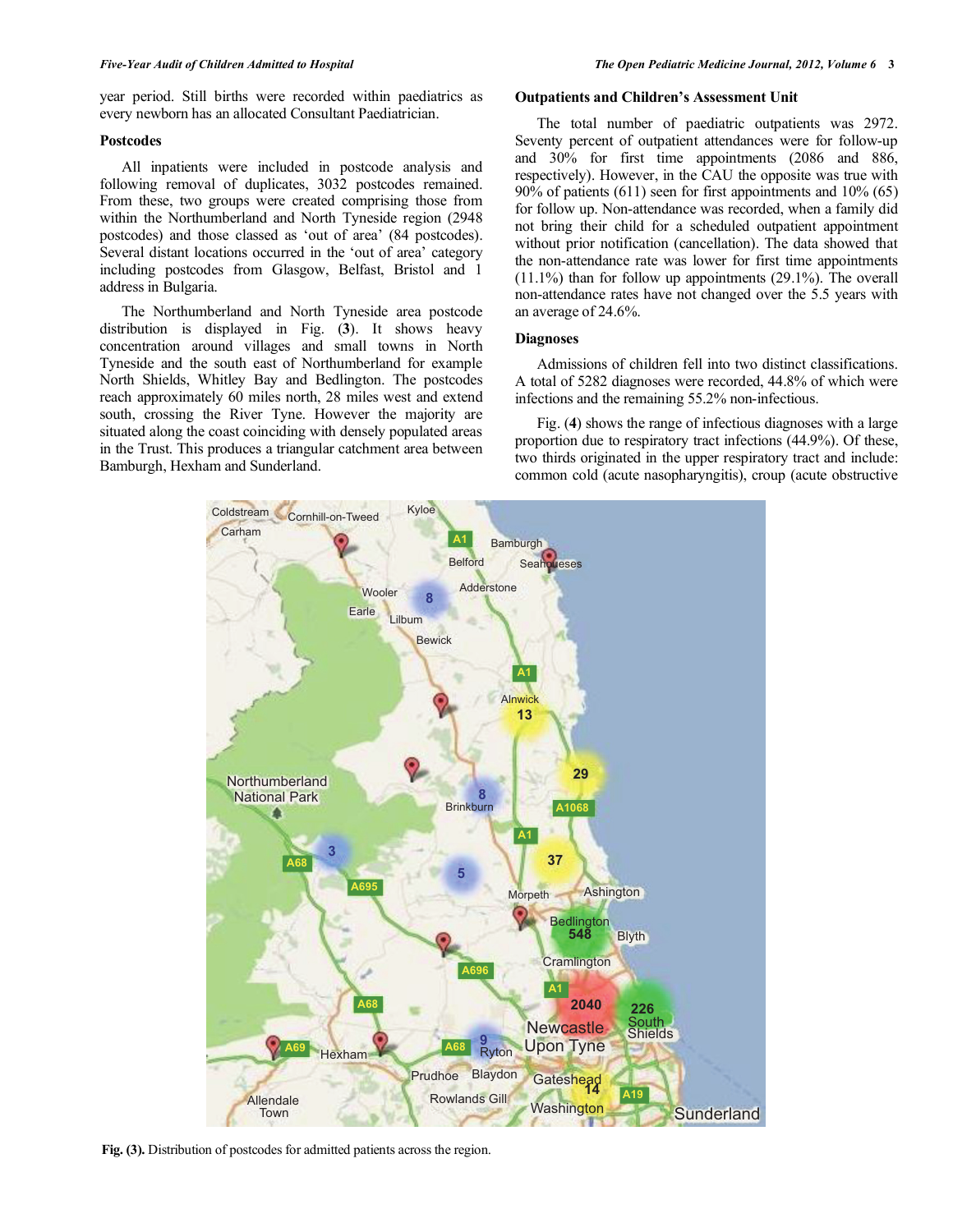year period. Still births were recorded within paediatrics as every newborn has an allocated Consultant Paediatrician.

### Postcodes

All inpatients were included in postcode analysis and following removal of duplicates, 3032 postcodes remained. From these, two groups were created comprising those from within the Northumberland and North Tyneside region (2948 postcodes) and those classed as 'out of area' (84 postcodes). Several distant locations occurred in the 'out of area' category including postcodes from Glasgow, Belfast, Bristol and 1 address in Bulgaria.

The Northumberland and North Tyneside area postcode distribution is displayed in Fig. (**3**). It shows heavy concentration around villages and small towns in North Tyneside and the south east of Northumberland for example North Shields, Whitley Bay and Bedlington. The postcodes reach approximately 60 miles north, 28 miles west and extend south, crossing the River Tyne. However the majority are situated along the coast coinciding with densely populated areas in the Trust. This produces a triangular catchment area between Bamburgh, Hexham and Sunderland.

### Outpatients and Children's Assessment Unit

The total number of paediatric outpatients was 2972. Seventy percent of outpatient attendances were for follow-up and 30% for first time appointments (2086 and 886, respectively). However, in the CAU the opposite was true with 90% of patients (611) seen for first appointments and 10% (65) for follow up. Non-attendance was recorded, when a family did not bring their child for a scheduled outpatient appointment without prior notification (cancellation). The data showed that the non-attendance rate was lower for first time appointments (11.1%) than for follow up appointments (29.1%). The overall non-attendance rates have not changed over the 5.5 years with an average of 24.6%.

### Diagnoses

Admissions of children fell into two distinct classifications. A total of 5282 diagnoses were recorded, 44.8% of which were infections and the remaining 55.2% non-infectious.

Fig. (**4**) shows the range of infectious diagnoses with a large proportion due to respiratory tract infections (44.9%). Of these, two thirds originated in the upper respiratory tract and include: common cold (acute nasopharyngitis), croup (acute obstructive

**Fig. (3).** Distribution of postcodes for admitted patients across the region.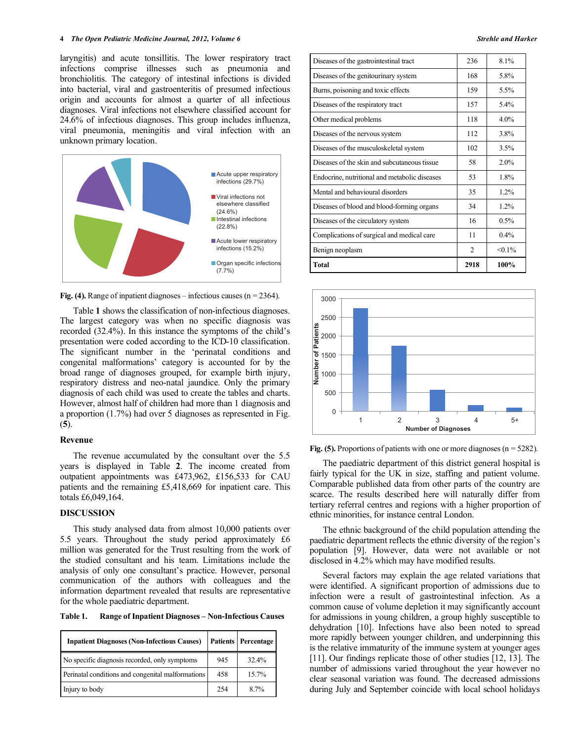laryngitis) and acute tonsillitis. The lower respiratory tract infections comprise illnesses such as pneumonia and bronchiolitis. The category of intestinal infections is divided into bacterial, viral and gastroenteritis of presumed infectious origin and accounts for almost a quarter of all infectious diagnoses. Viral infections not elsewhere classified account for 24.6% of infectious diagnoses. This group includes influenza, viral pneumonia, meningitis and viral infection with an unknown primary location.

**Fig. (4).** Range of inpatient diagnoses – infectious causes (n = 2364).

Table **1** shows the classification of non-infectious diagnoses. The largest category was when no specific diagnosis was recorded (32.4%). In this instance the symptoms of the child's presentation were coded according to the ICD-10 classification. The significant number in the 'perinatal conditions and congenital malformations' category is accounted for by the broad range of diagnoses grouped, for example birth injury, respiratory distress and neo-natal jaundice. Only the primary diagnosis of each child was used to create the tables and charts. However, almost half of children had more than 1 diagnosis and a proportion (1.7%) had over 5 diagnoses as represented in Fig. (**5**).

### Revenue

The revenue accumulated by the consultant over the 5.5 years is displayed in Table **2**. The income created from outpatient appointments was £473,962, £156,533 for CAU patients and the remaining £5,418,669 for inpatient care. This totals £6,049,164.

## DISCUSSION

This study analysed data from almost 10,000 patients over 5.5 years. Throughout the study period approximately £6 million was generated for the Trust resulting from the work of the studied consultant and his team. Limitations include the analysis of only one consultant's practice. However, personal communication of the authors with colleagues and the information department revealed that results are representative for the whole paediatric department.

**Table 1. Range of Inpatient Diagnoses – Non-Infectious Causes**

| Inpatient Diagnoses (Non-Infectious Causes) | Patients | Percentage |
|---|---|---|
| No specific diagnosis recorded, only symptoms | 945 | 32.4% |
| Perinatal conditions and congenital malformations | 458 | 15.7% |
| Injury to body | 254 | 8.7% |
| Diseases of the gastrointestinal tract | 236 | 8.1% |
| Diseases of the genitourinary system | 168 | 5.8% |
| Burns, poisoning and toxic effects | 159 | 5.5% |
| Diseases of the respiratory tract | 157 | 5.4% |
| Other medical problems | 118 | 4.0% |
| Diseases of the nervous system | 112 | 3.8% |
| Diseases of the musculoskeletal system | 102 | 3.5% |
| Diseases of the skin and subcutaneous tissue | 58 | 2.0% |
| Endocrine, nutritional and metabolic diseases | 53 | 1.8% |
| Mental and behavioural disorders | 35 | 1.2% |
| Diseases of blood and blood-forming organs | 34 | 1.2% |
| Diseases of the circulatory system | 16 | 0.5% |
| Complications of surgical and medical care | 11 | 0.4% |
| Benign neoplasm | 2 | <0.1% |
| **Total** | **2918** | **100%** |

**Fig. (5).** Proportions of patients with one or more diagnoses (n = 5282).

The paediatric department of this district general hospital is fairly typical for the UK in size, staffing and patient volume. Comparable published data from other parts of the country are scarce. The results described here will naturally differ from tertiary referral centres and regions with a higher proportion of ethnic minorities, for instance central London.

The ethnic background of the child population attending the paediatric department reflects the ethnic diversity of the region's population [9]. However, data were not available or not disclosed in 4.2% which may have modified results.

Several factors may explain the age related variations that were identified. A significant proportion of admissions due to infection were a result of gastrointestinal infection. As a common cause of volume depletion it may significantly account for admissions in young children, a group highly susceptible to dehydration [10]. Infections have also been noted to spread more rapidly between younger children, and underpinning this is the relative immaturity of the immune system at younger ages [11]. Our findings replicate those of other studies [12, 13]. The number of admissions varied throughout the year however no clear seasonal variation was found. The decreased admissions during July and September coincide with local school holidays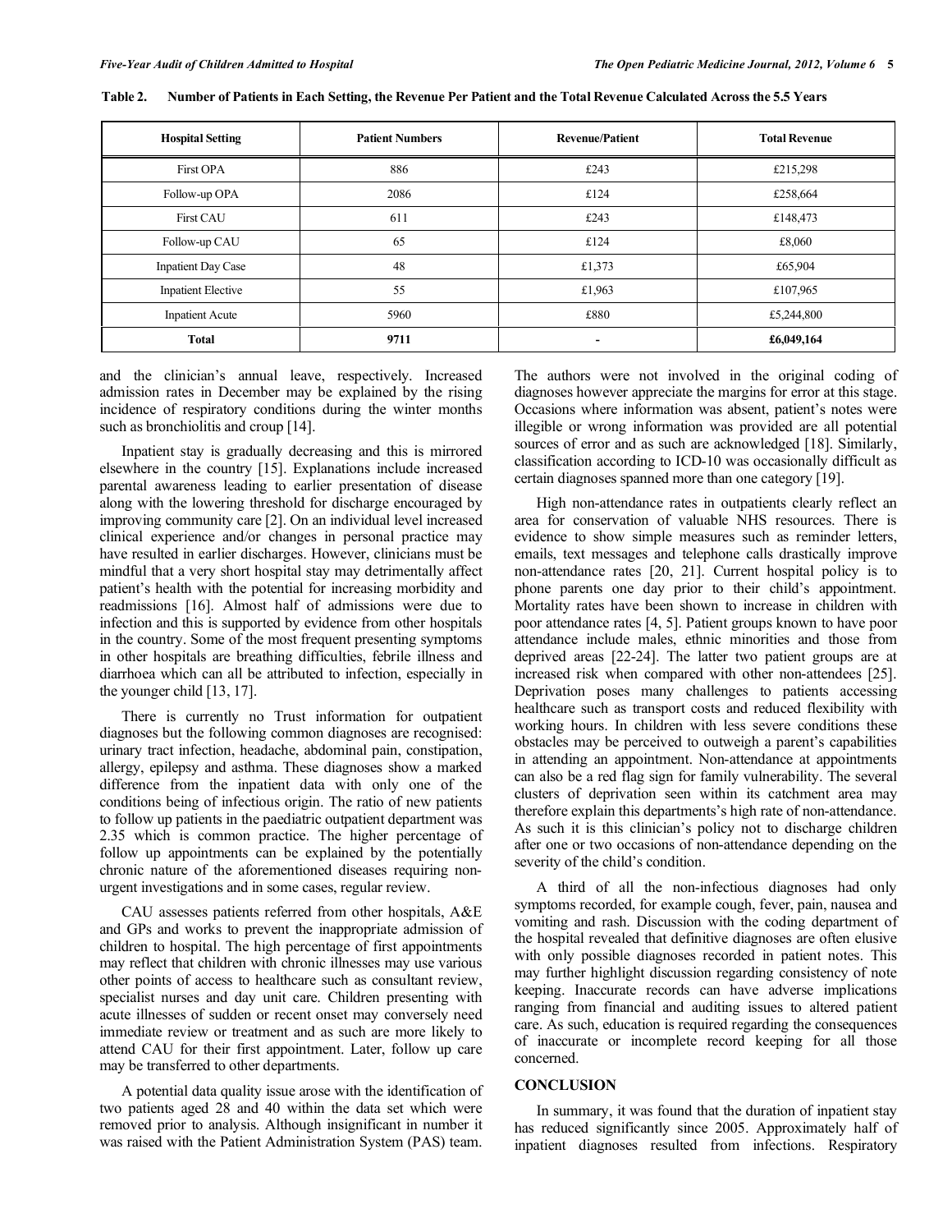**Table 2. Number of Patients in Each Setting, the Revenue Per Patient and the Total Revenue Calculated Across the 5.5 Years**

| Hospital Setting | Patient Numbers | Revenue/Patient | Total Revenue |
|---|---|---|---|
| First OPA | 886 | £243 | £215,298 |
| Follow-up OPA | 2086 | £124 | £258,664 |
| First CAU | 611 | £243 | £148,473 |
| Follow-up CAU | 65 | £124 | £8,060 |
| Inpatient Day Case | 48 | £1,373 | £65,904 |
| Inpatient Elective | 55 | £1,963 | £107,965 |
| Inpatient Acute | 5960 | £880 | £5,244,800 |
| **Total** | **9711** | **-** | **£6,049,164** |

and the clinician's annual leave, respectively. Increased admission rates in December may be explained by the rising incidence of respiratory conditions during the winter months such as bronchiolitis and croup [14].

Inpatient stay is gradually decreasing and this is mirrored elsewhere in the country [15]. Explanations include increased parental awareness leading to earlier presentation of disease along with the lowering threshold for discharge encouraged by improving community care [2]. On an individual level increased clinical experience and/or changes in personal practice may have resulted in earlier discharges. However, clinicians must be mindful that a very short hospital stay may detrimentally affect patient's health with the potential for increasing morbidity and readmissions [16]. Almost half of admissions were due to infection and this is supported by evidence from other hospitals in the country. Some of the most frequent presenting symptoms in other hospitals are breathing difficulties, febrile illness and diarrhoea which can all be attributed to infection, especially in the younger child [13, 17].

There is currently no Trust information for outpatient diagnoses but the following common diagnoses are recognised: urinary tract infection, headache, abdominal pain, constipation, allergy, epilepsy and asthma. These diagnoses show a marked difference from the inpatient data with only one of the conditions being of infectious origin. The ratio of new patients to follow up patients in the paediatric outpatient department was 2.35 which is common practice. The higher percentage of follow up appointments can be explained by the potentially chronic nature of the aforementioned diseases requiring non-urgent investigations and in some cases, regular review.

CAU assesses patients referred from other hospitals, A&E and GPs and works to prevent the inappropriate admission of children to hospital. The high percentage of first appointments may reflect that children with chronic illnesses may use various other points of access to healthcare such as consultant review, specialist nurses and day unit care. Children presenting with acute illnesses of sudden or recent onset may conversely need immediate review or treatment and as such are more likely to attend CAU for their first appointment. Later, follow up care may be transferred to other departments.

A potential data quality issue arose with the identification of two patients aged 28 and 40 within the data set which were removed prior to analysis. Although insignificant in number it was raised with the Patient Administration System (PAS) team. The authors were not involved in the original coding of diagnoses however appreciate the margins for error at this stage. Occasions where information was absent, patient's notes were illegible or wrong information was provided are all potential sources of error and as such are acknowledged [18]. Similarly, classification according to ICD-10 was occasionally difficult as certain diagnoses spanned more than one category [19].

High non-attendance rates in outpatients clearly reflect an area for conservation of valuable NHS resources. There is evidence to show simple measures such as reminder letters, emails, text messages and telephone calls drastically improve non-attendance rates [20, 21]. Current hospital policy is to phone parents one day prior to their child's appointment. Mortality rates have been shown to increase in children with poor attendance rates [4, 5]. Patient groups known to have poor attendance include males, ethnic minorities and those from deprived areas [22-24]. The latter two patient groups are at increased risk when compared with other non-attendees [25]. Deprivation poses many challenges to patients accessing healthcare such as transport costs and reduced flexibility with working hours. In children with less severe conditions these obstacles may be perceived to outweigh a parent's capabilities in attending an appointment. Non-attendance at appointments can also be a red flag sign for family vulnerability. The several clusters of deprivation seen within its catchment area may therefore explain this departments's high rate of non-attendance. As such it is this clinician's policy not to discharge children after one or two occasions of non-attendance depending on the severity of the child's condition.

A third of all the non-infectious diagnoses had only symptoms recorded, for example cough, fever, pain, nausea and vomiting and rash. Discussion with the coding department of the hospital revealed that definitive diagnoses are often elusive with only possible diagnoses recorded in patient notes. This may further highlight discussion regarding consistency of note keeping. Inaccurate records can have adverse implications ranging from financial and auditing issues to altered patient care. As such, education is required regarding the consequences of inaccurate or incomplete record keeping for all those concerned.

## CONCLUSION

In summary, it was found that the duration of inpatient stay has reduced significantly since 2005. Approximately half of inpatient diagnoses resulted from infections. Respiratory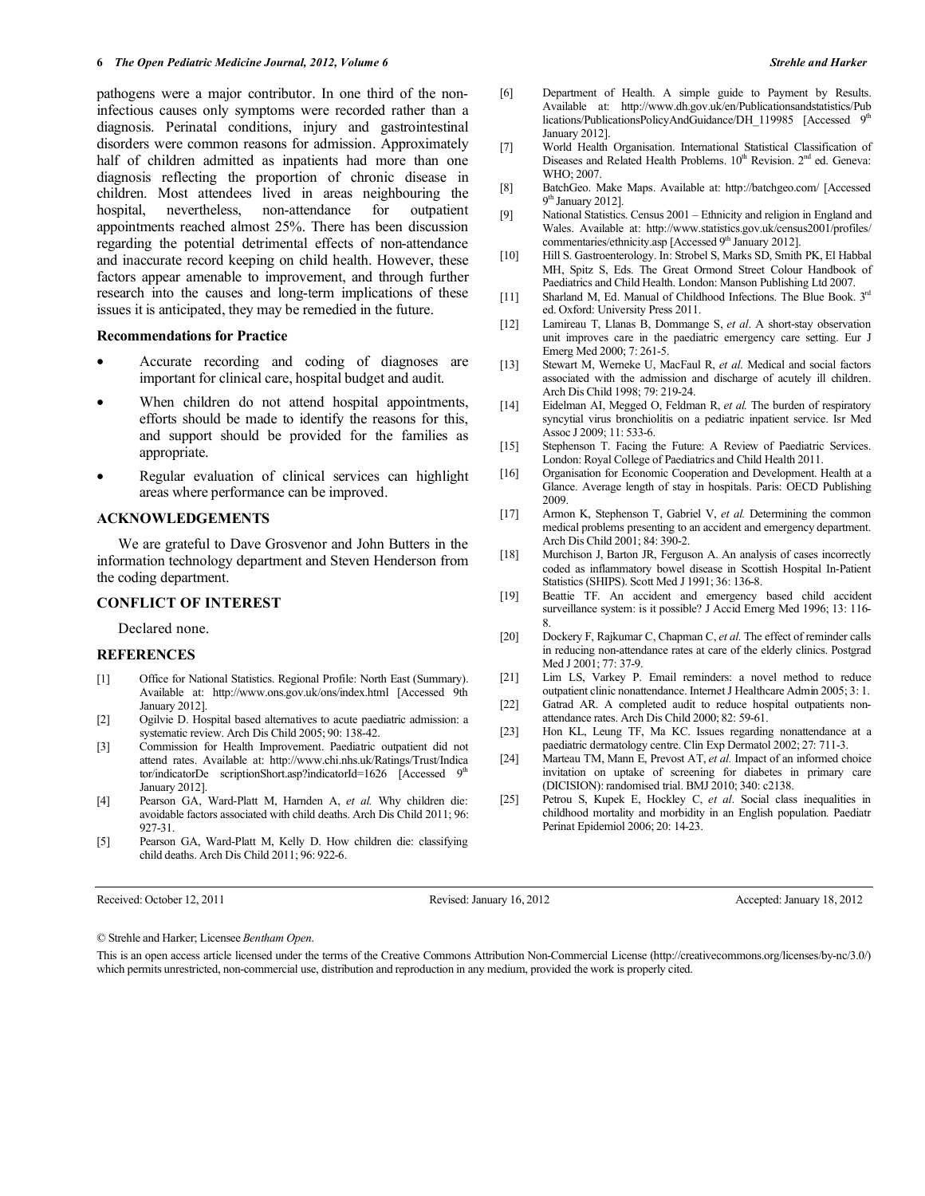pathogens were a major contributor. In one third of the non-infectious causes only symptoms were recorded rather than a diagnosis. Perinatal conditions, injury and gastrointestinal disorders were common reasons for admission. Approximately half of children admitted as inpatients had more than one diagnosis reflecting the proportion of chronic disease in children. Most attendees lived in areas neighbouring the hospital, nevertheless, non-attendance for outpatient appointments reached almost 25%. There has been discussion regarding the potential detrimental effects of non-attendance and inaccurate record keeping on child health. However, these factors appear amenable to improvement, and through further research into the causes and long-term implications of these issues it is anticipated, they may be remedied in the future.

### Recommendations for Practice

- Accurate recording and coding of diagnoses are important for clinical care, hospital budget and audit.
- When children do not attend hospital appointments, efforts should be made to identify the reasons for this, and support should be provided for the families as appropriate.
- Regular evaluation of clinical services can highlight areas where performance can be improved.

## ACKNOWLEDGEMENTS

We are grateful to Dave Grosvenor and John Butters in the information technology department and Steven Henderson from the coding department.

## CONFLICT OF INTEREST

Declared none.

## REFERENCES

[1] Office for National Statistics. Regional Profile: North East (Summary). Available at: http://www.ons.gov.uk/ons/index.html [Accessed 9th January 2012].

[2] Ogilvie D. Hospital based alternatives to acute paediatric admission: a systematic review. Arch Dis Child 2005; 90: 138-42.

[3] Commission for Health Improvement. Paediatric outpatient did not attend rates. Available at: http://www.chi.nhs.uk/Ratings/Trust/Indicator/indicatorDe scriptionShort.asp?indicatorId=1626 [Accessed 9th January 2012].

[4] Pearson GA, Ward-Platt M, Harnden A, *et al.* Why children die: avoidable factors associated with child deaths. Arch Dis Child 2011; 96: 927-31.

[5] Pearson GA, Ward-Platt M, Kelly D. How children die: classifying child deaths. Arch Dis Child 2011; 96: 922-6.

[6] Department of Health. A simple guide to Payment by Results. Available at: http://www.dh.gov.uk/en/Publicationsandstatistics/Publications/PublicationsPolicyAndGuidance/DH_119985 [Accessed 9th January 2012].

[7] World Health Organisation. International Statistical Classification of Diseases and Related Health Problems. 10th Revision. 2nd ed. Geneva: WHO; 2007.

[8] BatchGeo. Make Maps. Available at: http://batchgeo.com/ [Accessed 9th January 2012].

[9] National Statistics. Census 2001 – Ethnicity and religion in England and Wales. Available at: http://www.statistics.gov.uk/census2001/profiles/commentaries/ethnicity.asp [Accessed 9th January 2012].

[10] Hill S. Gastroenterology. In: Strobel S, Marks SD, Smith PK, El Habbal MH, Spitz S, Eds. The Great Ormond Street Colour Handbook of Paediatrics and Child Health. London: Manson Publishing Ltd 2007.

[11] Sharland M, Ed. Manual of Childhood Infections. The Blue Book. 3rd ed. Oxford: University Press 2011.

[12] Lamireau T, Llanas B, Dommange S, *et al*. A short-stay observation unit improves care in the paediatric emergency care setting. Eur J Emerg Med 2000; 7: 261-5.

[13] Stewart M, Werneke U, MacFaul R, *et al.* Medical and social factors associated with the admission and discharge of acutely ill children. Arch Dis Child 1998; 79: 219-24.

[14] Eidelman AI, Megged O, Feldman R, *et al.* The burden of respiratory syncytial virus bronchiolitis on a pediatric inpatient service. Isr Med Assoc J 2009; 11: 533-6.

[15] Stephenson T. Facing the Future: A Review of Paediatric Services. London: Royal College of Paediatrics and Child Health 2011.

[16] Organisation for Economic Cooperation and Development. Health at a Glance. Average length of stay in hospitals. Paris: OECD Publishing 2009.

[17] Armon K, Stephenson T, Gabriel V, *et al.* Determining the common medical problems presenting to an accident and emergency department. Arch Dis Child 2001; 84: 390-2.

[18] Murchison J, Barton JR, Ferguson A. An analysis of cases incorrectly coded as inflammatory bowel disease in Scottish Hospital In-Patient Statistics (SHIPS). Scott Med J 1991; 36: 136-8.

[19] Beattie TF. An accident and emergency based child accident surveillance system: is it possible? J Accid Emerg Med 1996; 13: 116-8.

[20] Dockery F, Rajkumar C, Chapman C, *et al.* The effect of reminder calls in reducing non-attendance rates at care of the elderly clinics. Postgrad Med J 2001; 77: 37-9.

[21] Lim LS, Varkey P. Email reminders: a novel method to reduce outpatient clinic nonattendance. Internet J Healthcare Admin 2005; 3: 1.

[22] Gatrad AR. A completed audit to reduce hospital outpatients non-attendance rates. Arch Dis Child 2000; 82: 59-61.

[23] Hon KL, Leung TF, Ma KC. Issues regarding nonattendance at a paediatric dermatology centre. Clin Exp Dermatol 2002; 27: 711-3.

[24] Marteau TM, Mann E, Prevost AT, *et al.* Impact of an informed choice invitation on uptake of screening for diabetes in primary care (DICISION): randomised trial. BMJ 2010; 340: c2138.

[25] Petrou S, Kupek E, Hockley C, *et al*. Social class inequalities in childhood mortality and morbidity in an English population. Paediatr Perinat Epidemiol 2006; 20: 14-23.

Received: October 12, 2011 Revised: January 16, 2012 Accepted: January 18, 2012

© Strehle and Harker; Licensee *Bentham Open*.

This is an open access article licensed under the terms of the Creative Commons Attribution Non-Commercial License (http://creativecommons.org/licenses/by-nc/3.0/) which permits unrestricted, non-commercial use, distribution and reproduction in any medium, provided the work is properly cited.